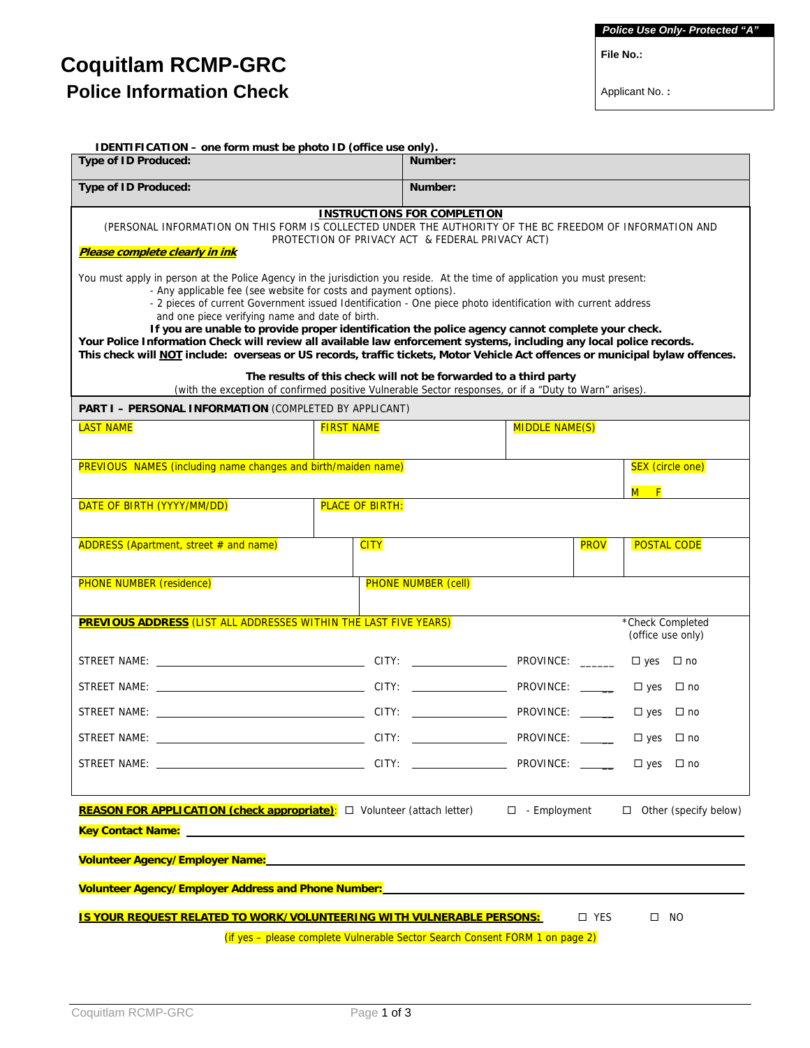# Coquitlam RCMP-GRC

## Police Information Check

| *Police Use Only- Protected "A"* |
|---|
| **File No.:** |
| Applicant No. **:** |

**IDENTIFICATION – one form must be photo ID (office use only).**

| Type of ID Produced: | Number: |
|---|---|
| **Type of ID Produced:** | **Number:** |

**INSTRUCTIONS FOR COMPLETION**

(PERSONAL INFORMATION ON THIS FORM IS COLLECTED UNDER THE AUTHORITY OF THE BC FREEDOM OF INFORMATION AND PROTECTION OF PRIVACY ACT & FEDERAL PRIVACY ACT)

***Please complete clearly in ink***

You must apply in person at the Police Agency in the jurisdiction you reside. At the time of application you must present:

- Any applicable fee (see website for costs and payment options).
- 2 pieces of current Government issued Identification - One piece photo identification with current address and one piece verifying name and date of birth.

**If you are unable to provide proper identification the police agency cannot complete your check.**

**Your Police Information Check will review all available law enforcement systems, including any local police records.**

**This check will NOT include: overseas or US records, traffic tickets, Motor Vehicle Act offences or municipal bylaw offences.**

**The results of this check will not be forwarded to a third party**

(with the exception of confirmed positive Vulnerable Sector responses, or if a "Duty to Warn" arises).

**PART I – PERSONAL INFORMATION** (COMPLETED BY APPLICANT)

| LAST NAME | FIRST NAME | | MIDDLE NAME(S) | |
|---|---|---|---|---|
| PREVIOUS NAMES (including name changes and birth/maiden name) | | | | SEX (circle one) M F |
| DATE OF BIRTH (YYYY/MM/DD) | PLACE OF BIRTH: | | | |
| ADDRESS (Apartment, street # and name) | CITY | | PROV | POSTAL CODE |
| PHONE NUMBER (residence) | PHONE NUMBER (cell) | | | |

**PREVIOUS ADDRESS** (LIST ALL ADDRESSES WITHIN THE LAST FIVE YEARS)

| | | | *Check Completed (office use only) |
|---|---|---|---|
| STREET NAME: ______________ | CITY: ____________ | PROVINCE: ______ | ☐ yes ☐ no |
| STREET NAME: ______________ | CITY: ____________ | PROVINCE: ______ | ☐ yes ☐ no |
| STREET NAME: ______________ | CITY: ____________ | PROVINCE: ______ | ☐ yes ☐ no |
| STREET NAME: ______________ | CITY: ____________ | PROVINCE: ______ | ☐ yes ☐ no |
| STREET NAME: ______________ | CITY: ____________ | PROVINCE: ______ | ☐ yes ☐ no |

**REASON FOR APPLICATION (check appropriate)**: ☐ Volunteer (attach letter) ☐ - Employment ☐ Other (specify below)

**Key Contact Name:** ____________________

**Volunteer Agency/Employer Name:** ____________________

**Volunteer Agency/Employer Address and Phone Number:** ____________________

**IS YOUR REQUEST RELATED TO WORK/VOLUNTEERING WITH VULNERABLE PERSONS:** ☐ YES ☐ NO

(if yes – please complete Vulnerable Sector Search Consent FORM 1 on page 2)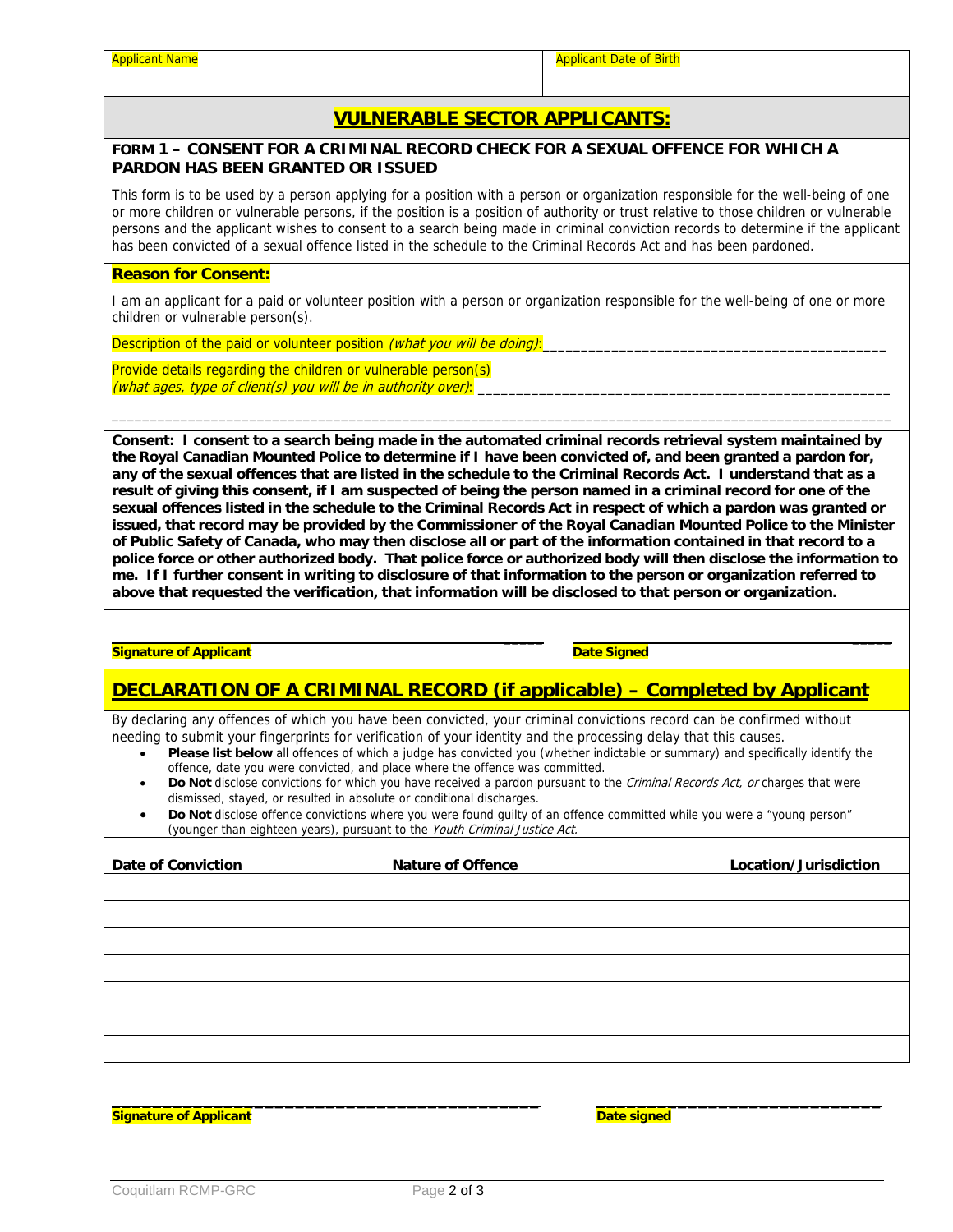| Applicant Name | Applicant Date of Birth |
|---|---|
| | |

## VULNERABLE SECTOR APPLICANTS:

**FORM 1 – CONSENT FOR A CRIMINAL RECORD CHECK FOR A SEXUAL OFFENCE FOR WHICH A PARDON HAS BEEN GRANTED OR ISSUED**

This form is to be used by a person applying for a position with a person or organization responsible for the well-being of one or more children or vulnerable persons, if the position is a position of authority or trust relative to those children or vulnerable persons and the applicant wishes to consent to a search being made in criminal conviction records to determine if the applicant has been convicted of a sexual offence listed in the schedule to the Criminal Records Act and has been pardoned.

**Reason for Consent:**

I am an applicant for a paid or volunteer position with a person or organization responsible for the well-being of one or more children or vulnerable person(s).

Description of the paid or volunteer position *(what you will be doing)*: ______________________________________________

Provide details regarding the children or vulnerable person(s) *(what ages, type of client(s) you will be in authority over)*: ______________________________________________________

_____________________________________________________________________________________________________

**Consent: I consent to a search being made in the automated criminal records retrieval system maintained by the Royal Canadian Mounted Police to determine if I have been convicted of, and been granted a pardon for, any of the sexual offences that are listed in the schedule to the Criminal Records Act. I understand that as a result of giving this consent, if I am suspected of being the person named in a criminal record for one of the sexual offences listed in the schedule to the Criminal Records Act in respect of which a pardon was granted or issued, that record may be provided by the Commissioner of the Royal Canadian Mounted Police to the Minister of Public Safety of Canada, who may then disclose all or part of the information contained in that record to a police force or other authorized body. That police force or authorized body will then disclose the information to me. If I further consent in writing to disclosure of that information to the person or organization referred to above that requested the verification, that information will be disclosed to that person or organization.**

| ____________________________________________ | ________________________________ |
|---|---|
| **Signature of Applicant** | **Date Signed** |

## DECLARATION OF A CRIMINAL RECORD (if applicable) – Completed by Applicant

By declaring any offences of which you have been convicted, your criminal convictions record can be confirmed without needing to submit your fingerprints for verification of your identity and the processing delay that this causes.

- **Please list below** all offences of which a judge has convicted you (whether indictable or summary) and specifically identify the offence, date you were convicted, and place where the offence was committed.
- **Do Not** disclose convictions for which you have received a pardon pursuant to the *Criminal Records Act, or* charges that were dismissed, stayed, or resulted in absolute or conditional discharges.
- **Do Not** disclose offence convictions where you were found guilty of an offence committed while you were a "young person" (younger than eighteen years), pursuant to the *Youth Criminal Justice Act.*

| Date of Conviction | Nature of Offence | Location/Jurisdiction |
|---|---|---|
| | | |
| | | |
| | | |
| | | |
| | | |
| | | |
| | | |

| ____________________________________________ | ________________________________ |
|---|---|
| **Signature of Applicant** | **Date signed** |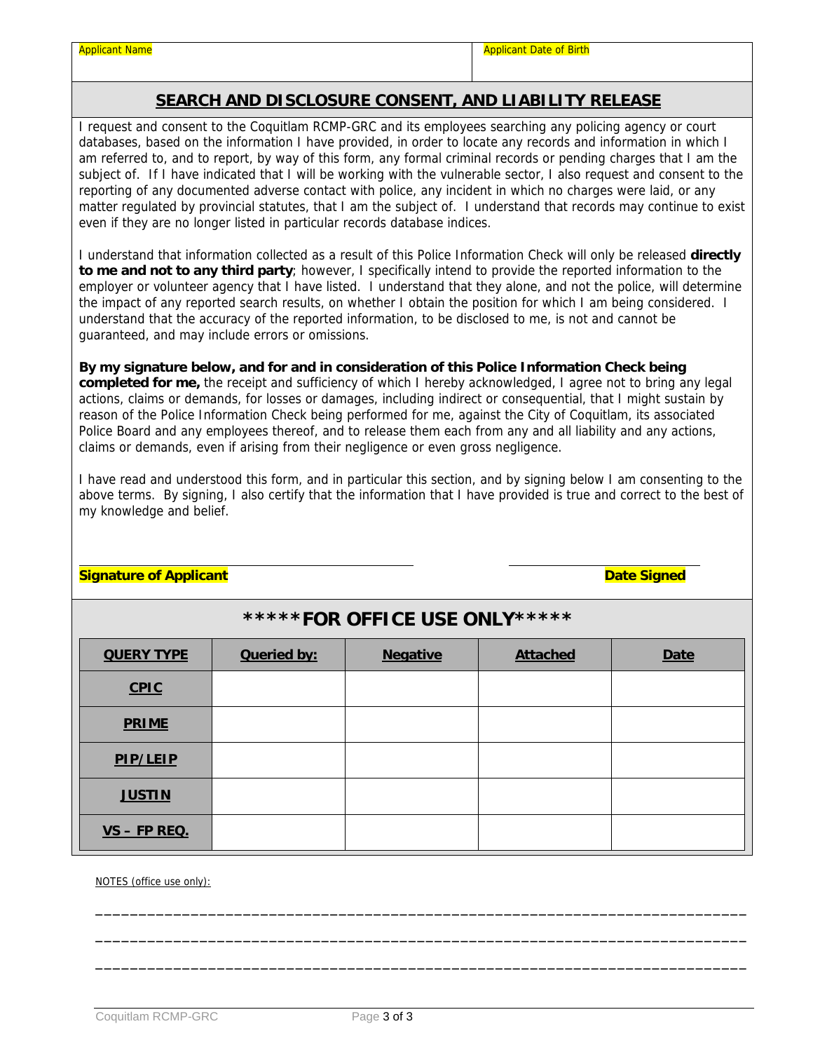| Applicant Name | Applicant Date of Birth |
| --- | --- |
| | |

## SEARCH AND DISCLOSURE CONSENT, AND LIABILITY RELEASE

I request and consent to the Coquitlam RCMP-GRC and its employees searching any policing agency or court databases, based on the information I have provided, in order to locate any records and information in which I am referred to, and to report, by way of this form, any formal criminal records or pending charges that I am the subject of. If I have indicated that I will be working with the vulnerable sector, I also request and consent to the reporting of any documented adverse contact with police, any incident in which no charges were laid, or any matter regulated by provincial statutes, that I am the subject of. I understand that records may continue to exist even if they are no longer listed in particular records database indices.

I understand that information collected as a result of this Police Information Check will only be released **directly to me and not to any third party**; however, I specifically intend to provide the reported information to the employer or volunteer agency that I have listed. I understand that they alone, and not the police, will determine the impact of any reported search results, on whether I obtain the position for which I am being considered. I understand that the accuracy of the reported information, to be disclosed to me, is not and cannot be guaranteed, and may include errors or omissions.

**By my signature below, and for and in consideration of this Police Information Check being completed for me,** the receipt and sufficiency of which I hereby acknowledged, I agree not to bring any legal actions, claims or demands, for losses or damages, including indirect or consequential, that I might sustain by reason of the Police Information Check being performed for me, against the City of Coquitlam, its associated Police Board and any employees thereof, and to release them each from any and all liability and any actions, claims or demands, even if arising from their negligence or even gross negligence.

I have read and understood this form, and in particular this section, and by signing below I am consenting to the above terms. By signing, I also certify that the information that I have provided is true and correct to the best of my knowledge and belief.

\_\_\_\_\_\_\_\_\_\_\_\_\_\_\_\_\_\_\_\_\_\_\_\_\_\_\_\_\_\_ \_\_\_\_\_\_\_\_\_\_\_\_\_\_\_\_\_\_\_\_

**Signature of Applicant** **Date Signed**

## \*\*\*\*\*FOR OFFICE USE ONLY\*\*\*\*\*

| QUERY TYPE | Queried by: | Negative | Attached | Date |
| --- | --- | --- | --- | --- |
| CPIC | | | | |
| PRIME | | | | |
| PIP/LEIP | | | | |
| JUSTIN | | | | |
| VS – FP REQ. | | | | |

NOTES (office use only):

\_\_\_\_\_\_\_\_\_\_\_\_\_\_\_\_\_\_\_\_\_\_\_\_\_\_\_\_\_\_\_\_\_\_\_\_\_\_\_\_\_\_\_\_\_\_\_\_\_\_\_\_\_\_\_\_\_\_\_\_\_\_\_\_\_\_\_\_\_\_

\_\_\_\_\_\_\_\_\_\_\_\_\_\_\_\_\_\_\_\_\_\_\_\_\_\_\_\_\_\_\_\_\_\_\_\_\_\_\_\_\_\_\_\_\_\_\_\_\_\_\_\_\_\_\_\_\_\_\_\_\_\_\_\_\_\_\_\_\_\_

\_\_\_\_\_\_\_\_\_\_\_\_\_\_\_\_\_\_\_\_\_\_\_\_\_\_\_\_\_\_\_\_\_\_\_\_\_\_\_\_\_\_\_\_\_\_\_\_\_\_\_\_\_\_\_\_\_\_\_\_\_\_\_\_\_\_\_\_\_\_